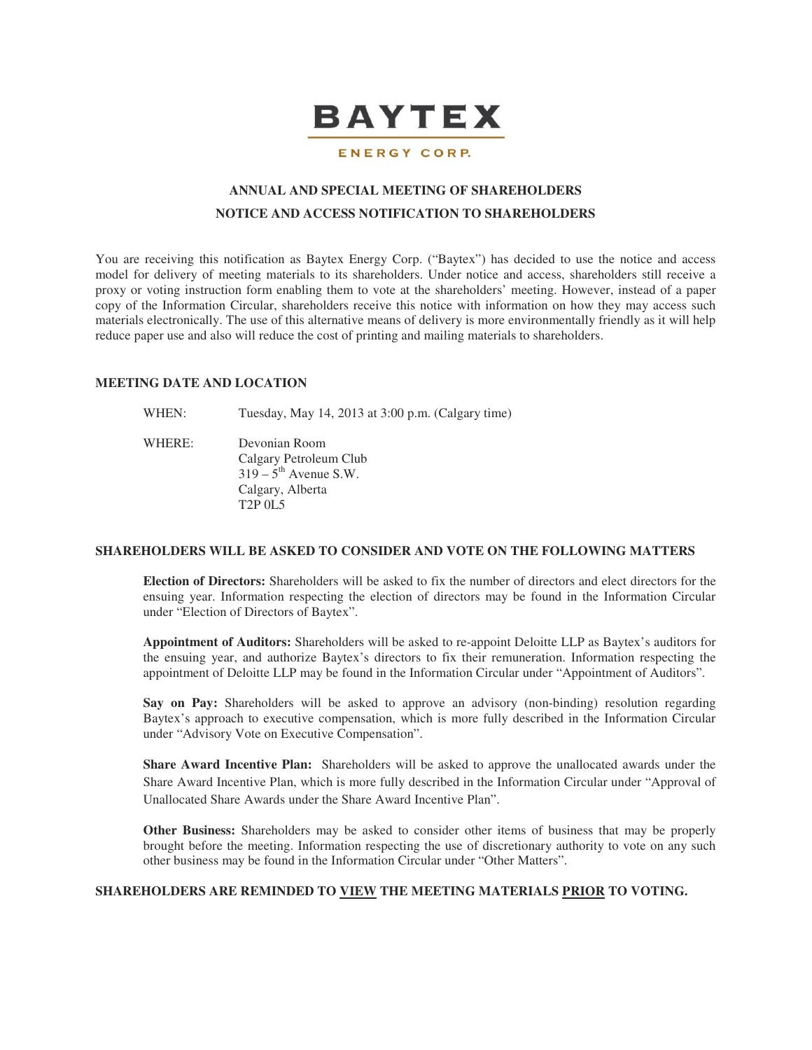# BAYTEX

ENERGY CORP.

## ANNUAL AND SPECIAL MEETING OF SHAREHOLDERS

## NOTICE AND ACCESS NOTIFICATION TO SHAREHOLDERS

You are receiving this notification as Baytex Energy Corp. ("Baytex") has decided to use the notice and access model for delivery of meeting materials to its shareholders. Under notice and access, shareholders still receive a proxy or voting instruction form enabling them to vote at the shareholders' meeting. However, instead of a paper copy of the Information Circular, shareholders receive this notice with information on how they may access such materials electronically. The use of this alternative means of delivery is more environmentally friendly as it will help reduce paper use and also will reduce the cost of printing and mailing materials to shareholders.

### MEETING DATE AND LOCATION

WHEN: Tuesday, May 14, 2013 at 3:00 p.m. (Calgary time)

WHERE: Devonian Room
Calgary Petroleum Club
319 – 5th Avenue S.W.
Calgary, Alberta
T2P 0L5

### SHAREHOLDERS WILL BE ASKED TO CONSIDER AND VOTE ON THE FOLLOWING MATTERS

**Election of Directors:** Shareholders will be asked to fix the number of directors and elect directors for the ensuing year. Information respecting the election of directors may be found in the Information Circular under "Election of Directors of Baytex".

**Appointment of Auditors:** Shareholders will be asked to re-appoint Deloitte LLP as Baytex's auditors for the ensuing year, and authorize Baytex's directors to fix their remuneration. Information respecting the appointment of Deloitte LLP may be found in the Information Circular under "Appointment of Auditors".

**Say on Pay:** Shareholders will be asked to approve an advisory (non-binding) resolution regarding Baytex's approach to executive compensation, which is more fully described in the Information Circular under "Advisory Vote on Executive Compensation".

**Share Award Incentive Plan:** Shareholders will be asked to approve the unallocated awards under the Share Award Incentive Plan, which is more fully described in the Information Circular under "Approval of Unallocated Share Awards under the Share Award Incentive Plan".

**Other Business:** Shareholders may be asked to consider other items of business that may be properly brought before the meeting. Information respecting the use of discretionary authority to vote on any such other business may be found in the Information Circular under "Other Matters".

**SHAREHOLDERS ARE REMINDED TO VIEW THE MEETING MATERIALS PRIOR TO VOTING.**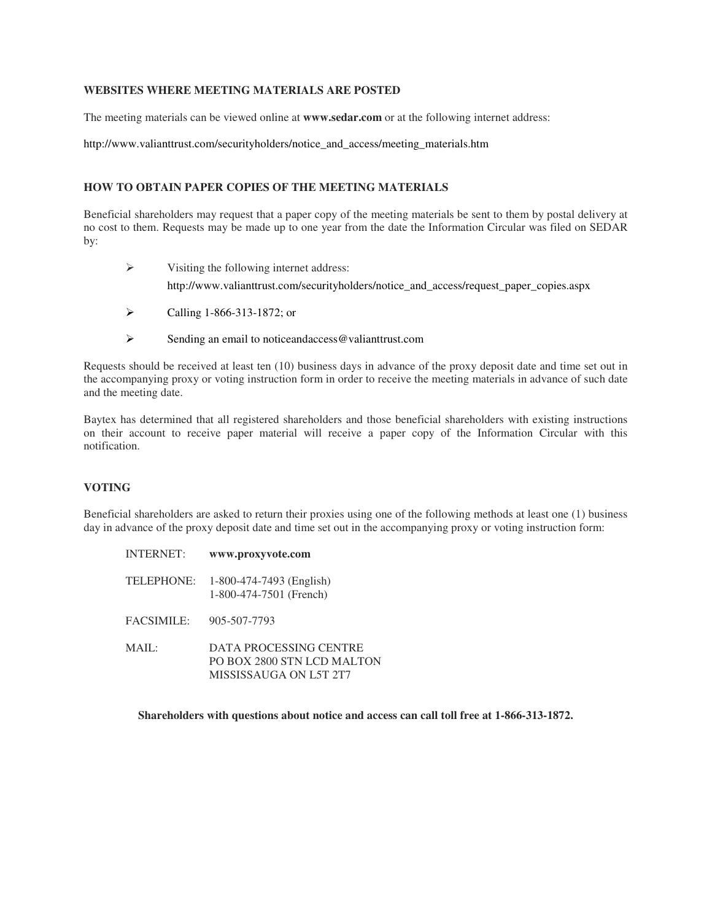## WEBSITES WHERE MEETING MATERIALS ARE POSTED

The meeting materials can be viewed online at **www.sedar.com** or at the following internet address:

http://www.valianttrust.com/securityholders/notice_and_access/meeting_materials.htm

## HOW TO OBTAIN PAPER COPIES OF THE MEETING MATERIALS

Beneficial shareholders may request that a paper copy of the meeting materials be sent to them by postal delivery at no cost to them. Requests may be made up to one year from the date the Information Circular was filed on SEDAR by:

- Visiting the following internet address:
  http://www.valianttrust.com/securityholders/notice_and_access/request_paper_copies.aspx
- Calling 1-866-313-1872; or
- Sending an email to noticeandaccess@valianttrust.com

Requests should be received at least ten (10) business days in advance of the proxy deposit date and time set out in the accompanying proxy or voting instruction form in order to receive the meeting materials in advance of such date and the meeting date.

Baytex has determined that all registered shareholders and those beneficial shareholders with existing instructions on their account to receive paper material will receive a paper copy of the Information Circular with this notification.

## VOTING

Beneficial shareholders are asked to return their proxies using one of the following methods at least one (1) business day in advance of the proxy deposit date and time set out in the accompanying proxy or voting instruction form:

| | |
|---|---|
| INTERNET: | **www.proxyvote.com** |
| TELEPHONE: | 1-800-474-7493 (English)<br>1-800-474-7501 (French) |
| FACSIMILE: | 905-507-7793 |
| MAIL: | DATA PROCESSING CENTRE<br>PO BOX 2800 STN LCD MALTON<br>MISSISSAUGA ON L5T 2T7 |

**Shareholders with questions about notice and access can call toll free at 1-866-313-1872.**